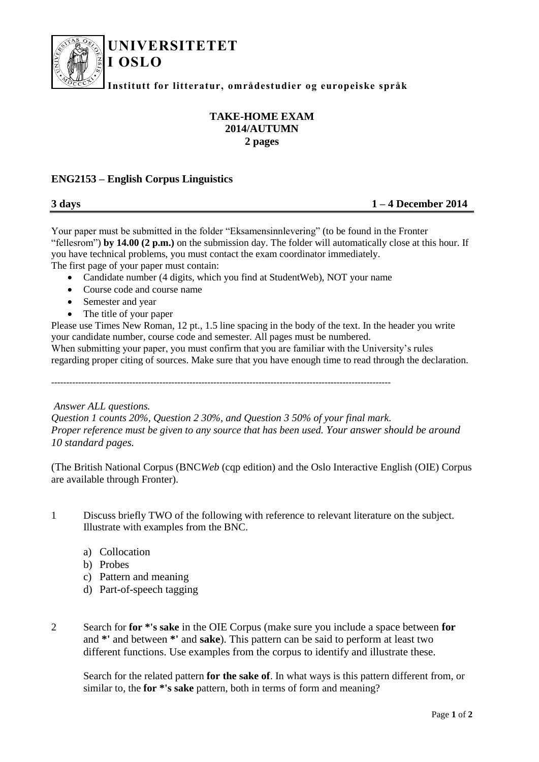**UNIVERSITETET I OSLO**

**Institutt for litteratur, områdestudier og europeiske språk**

**TAKE-HOME EXAM**
**2014/AUTUMN**
**2 pages**

## ENG2153 – English Corpus Linguistics

**3 days** **1 – 4 December 2014**

Your paper must be submitted in the folder "Eksamensinnlevering" (to be found in the Fronter "fellesrom") **by 14.00 (2 p.m.)** on the submission day. The folder will automatically close at this hour. If you have technical problems, you must contact the exam coordinator immediately.
The first page of your paper must contain:

- Candidate number (4 digits, which you find at StudentWeb), NOT your name
- Course code and course name
- Semester and year
- The title of your paper

Please use Times New Roman, 12 pt., 1.5 line spacing in the body of the text. In the header you write your candidate number, course code and semester. All pages must be numbered.
When submitting your paper, you must confirm that you are familiar with the University's rules regarding proper citing of sources. Make sure that you have enough time to read through the declaration.

---

*Answer ALL questions.*
*Question 1 counts 20%, Question 2 30%, and Question 3 50% of your final mark.*
*Proper reference must be given to any source that has been used. Your answer should be around 10 standard pages.*

(The British National Corpus (BNC*Web* (cqp edition) and the Oslo Interactive English (OIE) Corpus are available through Fronter).

1 Discuss briefly TWO of the following with reference to relevant literature on the subject. Illustrate with examples from the BNC.

   a) Collocation
   b) Probes
   c) Pattern and meaning
   d) Part-of-speech tagging

2 Search for **for *'s sake** in the OIE Corpus (make sure you include a space between **for** and ***'** and between ***'** and **sake**). This pattern can be said to perform at least two different functions. Use examples from the corpus to identify and illustrate these.

   Search for the related pattern **for the sake of**. In what ways is this pattern different from, or similar to, the **for *'s sake** pattern, both in terms of form and meaning?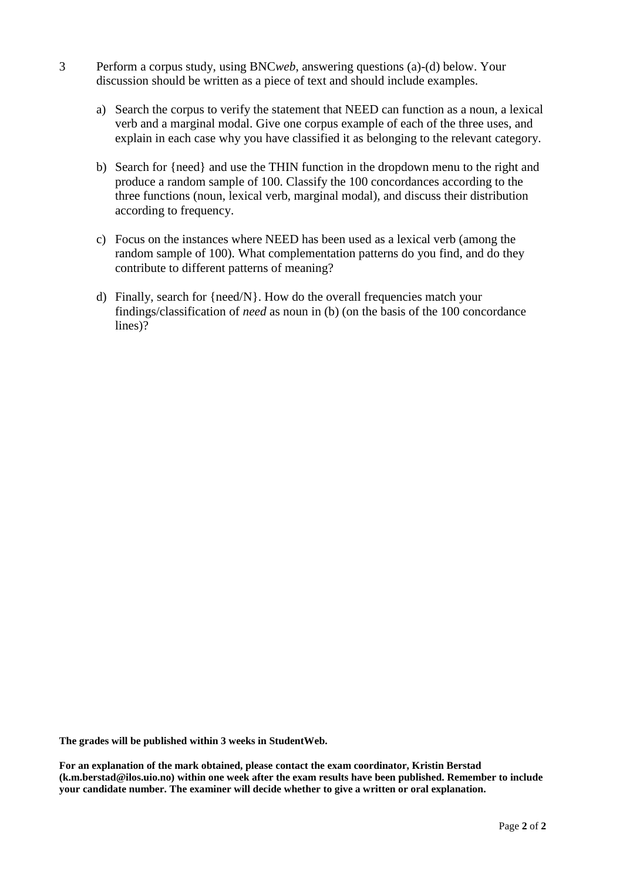3. Perform a corpus study, using BNC*web*, answering questions (a)-(d) below. Your discussion should be written as a piece of text and should include examples.

   a) Search the corpus to verify the statement that NEED can function as a noun, a lexical verb and a marginal modal. Give one corpus example of each of the three uses, and explain in each case why you have classified it as belonging to the relevant category.

   b) Search for {need} and use the THIN function in the dropdown menu to the right and produce a random sample of 100. Classify the 100 concordances according to the three functions (noun, lexical verb, marginal modal), and discuss their distribution according to frequency.

   c) Focus on the instances where NEED has been used as a lexical verb (among the random sample of 100). What complementation patterns do you find, and do they contribute to different patterns of meaning?

   d) Finally, search for {need/N}. How do the overall frequencies match your findings/classification of *need* as noun in (b) (on the basis of the 100 concordance lines)?

**The grades will be published within 3 weeks in StudentWeb.**

**For an explanation of the mark obtained, please contact the exam coordinator, Kristin Berstad (k.m.berstad@ilos.uio.no) within one week after the exam results have been published. Remember to include your candidate number. The examiner will decide whether to give a written or oral explanation.**